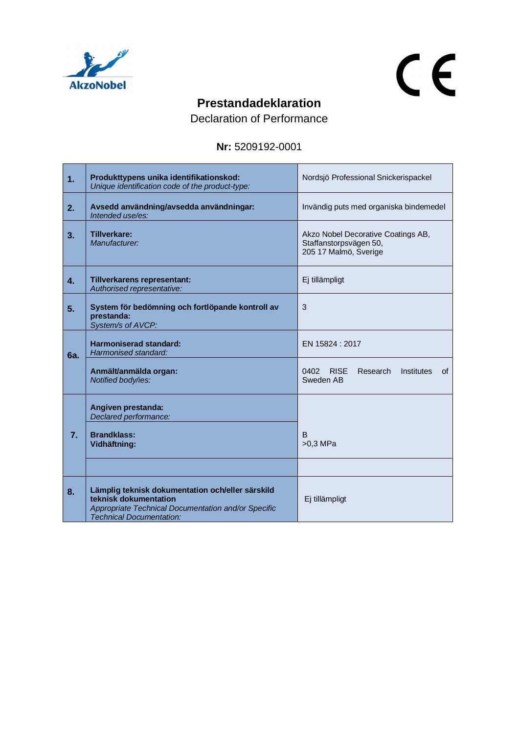# Prestandadeklaration

Declaration of Performance

**Nr:** 5209192-0001

| | | |
|---|---|---|
| **1.** | **Produkttypens unika identifikationskod:** *Unique identification code of the product-type:* | Nordsjö Professional Snickerispackel |
| **2.** | **Avsedd användning/avsedda användningar:** *Intended use/es:* | Invändig puts med organiska bindemedel |
| **3.** | **Tillverkare:** *Manufacturer:* | Akzo Nobel Decorative Coatings AB, Staffanstorpsvägen 50, 205 17 Malmö, Sverige |
| **4.** | **Tillverkarens representant:** *Authorised representative:* | Ej tillämpligt |
| **5.** | **System för bedömning och fortlöpande kontroll av prestanda:** *System/s of AVCP:* | 3 |
| **6a.** | **Harmoniserad standard:** *Harmonised standard:* | EN 15824 : 2017 |
| | **Anmält/anmälda organ:** *Notified body/ies:* | 0402 RISE Research Institutes of Sweden AB |
| **7.** | **Angiven prestanda:** *Declared performance:* | |
| | **Brandklass:** **Vidhäftning:** | B >0,3 MPa |
| | | |
| **8.** | **Lämplig teknisk dokumentation och/eller särskild teknisk dokumentation** *Appropriate Technical Documentation and/or Specific Technical Documentation:* | Ej tillämpligt |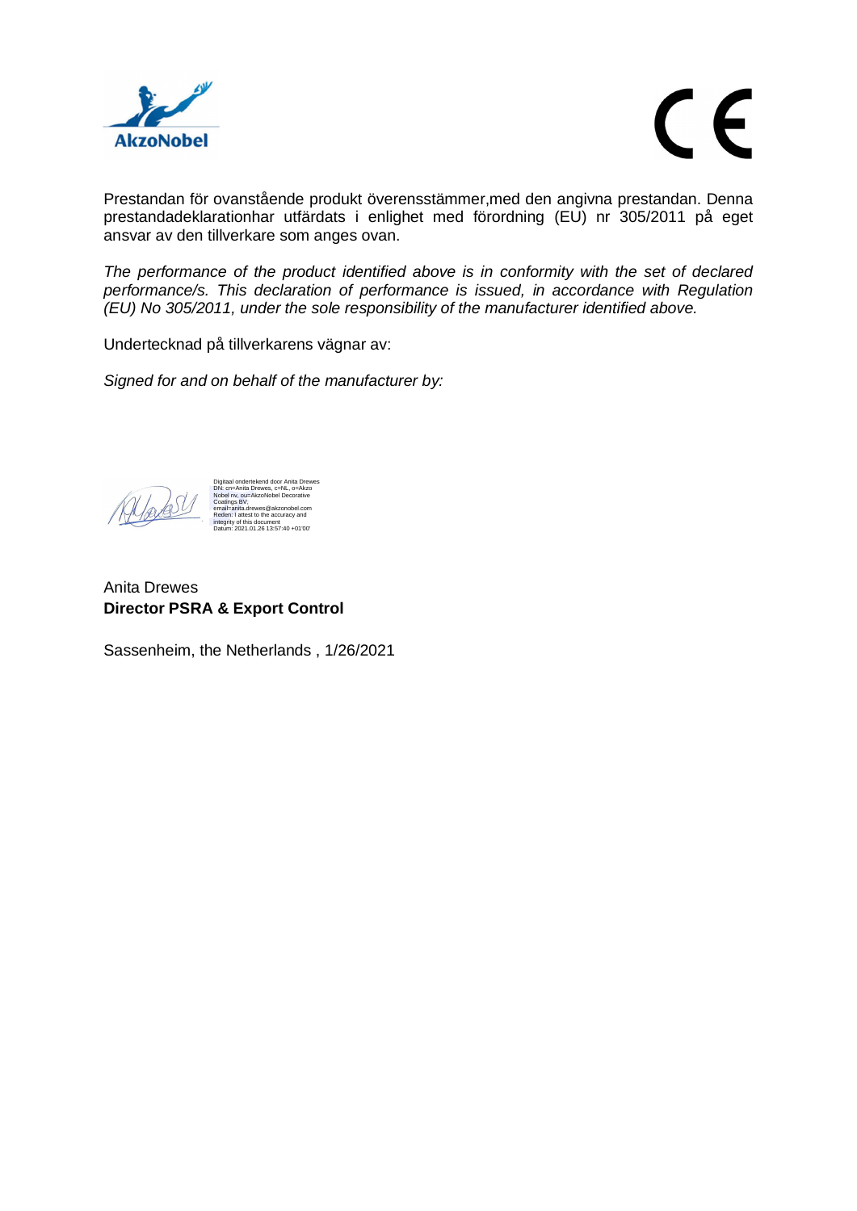Prestandan för ovanstående produkt överensstämmer,med den angivna prestandan. Denna prestandadeklarationhar utfärdats i enlighet med förordning (EU) nr 305/2011 på eget ansvar av den tillverkare som anges ovan.

*The performance of the product identified above is in conformity with the set of declared performance/s. This declaration of performance is issued, in accordance with Regulation (EU) No 305/2011, under the sole responsibility of the manufacturer identified above.*

Undertecknad på tillverkarens vägnar av:

*Signed for and on behalf of the manufacturer by:*

Digitaal ondertekend door Anita Drewes
DN: cn=Anita Drewes, c=NL, o=Akzo Nobel nv, ou=AkzoNobel Decorative Coatings BV, email=anita.drewes@akzonobel.com
Reden: I attest to the accuracy and integrity of this document
Datum: 2021.01.26 13:57:40 +01'00'

Anita Drewes
**Director PSRA & Export Control**

Sassenheim, the Netherlands , 1/26/2021